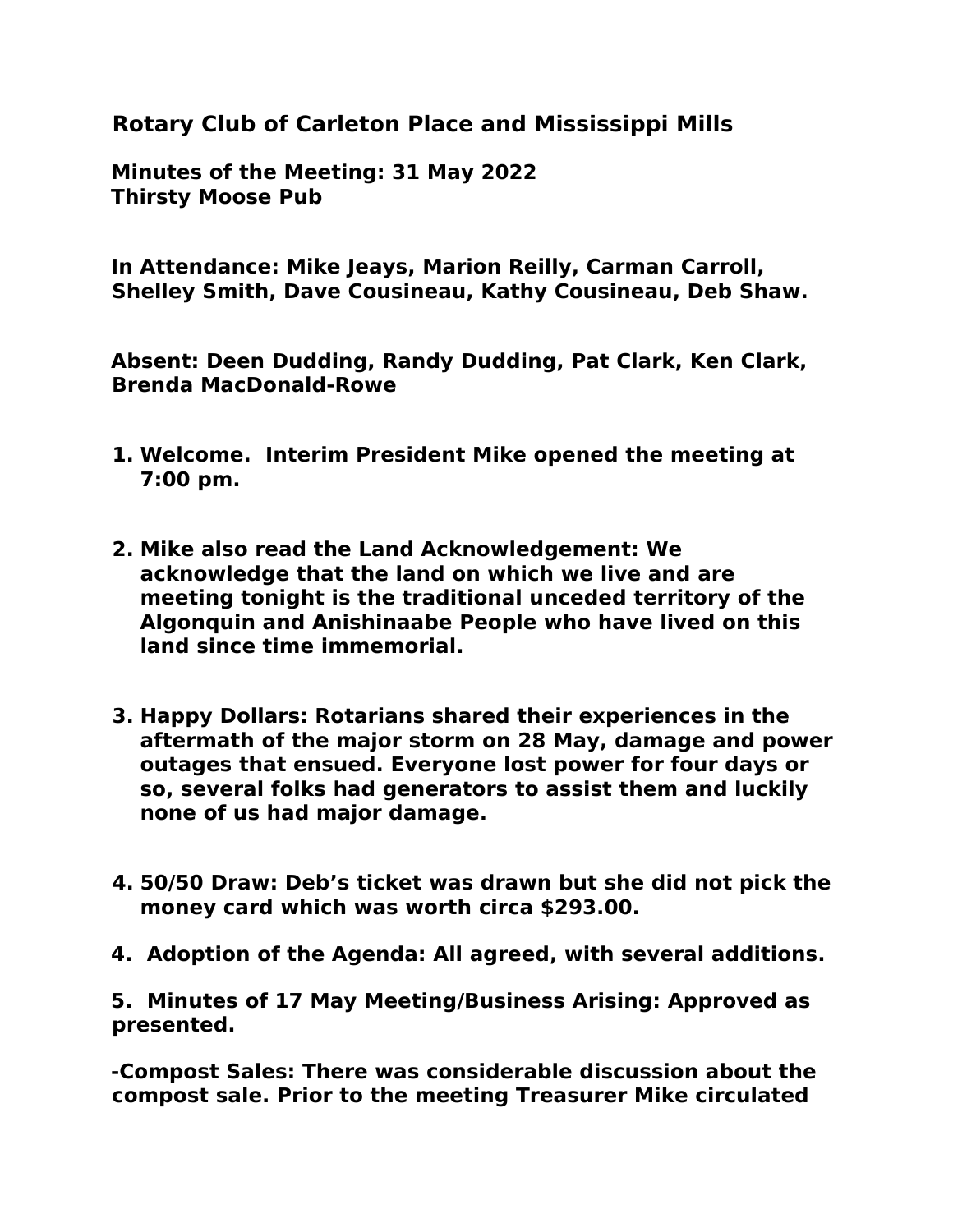# Rotary Club of Carleton Place and Mississippi Mills

**Minutes of the Meeting: 31 May 2022**
**Thirsty Moose Pub**

**In Attendance: Mike Jeays, Marion Reilly, Carman Carroll, Shelley Smith, Dave Cousineau, Kathy Cousineau, Deb Shaw.**

**Absent: Deen Dudding, Randy Dudding, Pat Clark, Ken Clark, Brenda MacDonald-Rowe**

1. **Welcome. Interim President Mike opened the meeting at 7:00 pm.**

2. **Mike also read the Land Acknowledgement: We acknowledge that the land on which we live and are meeting tonight is the traditional unceded territory of the Algonquin and Anishinaabe People who have lived on this land since time immemorial.**

3. **Happy Dollars: Rotarians shared their experiences in the aftermath of the major storm on 28 May, damage and power outages that ensued. Everyone lost power for four days or so, several folks had generators to assist them and luckily none of us had major damage.**

4. **50/50 Draw: Deb's ticket was drawn but she did not pick the money card which was worth circa $293.00.**

**4. Adoption of the Agenda: All agreed, with several additions.**

**5. Minutes of 17 May Meeting/Business Arising: Approved as presented.**

**-Compost Sales: There was considerable discussion about the compost sale. Prior to the meeting Treasurer Mike circulated**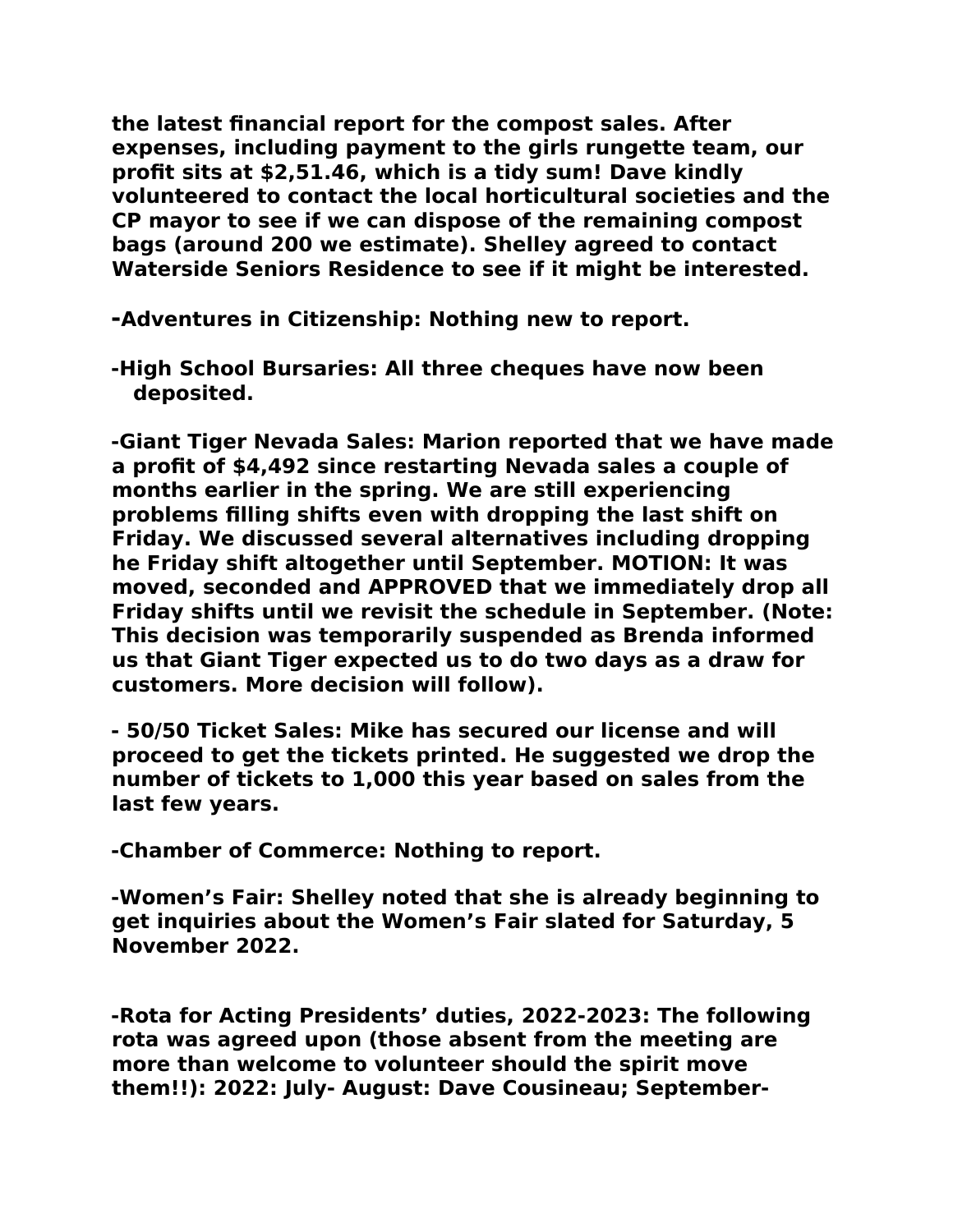**the latest financial report for the compost sales. After expenses, including payment to the girls rungette team, our profit sits at $2,51.46, which is a tidy sum! Dave kindly volunteered to contact the local horticultural societies and the CP mayor to see if we can dispose of the remaining compost bags (around 200 we estimate). Shelley agreed to contact Waterside Seniors Residence to see if it might be interested.**

**-Adventures in Citizenship: Nothing new to report.**

**-High School Bursaries: All three cheques have now been deposited.**

**-Giant Tiger Nevada Sales: Marion reported that we have made a profit of $4,492 since restarting Nevada sales a couple of months earlier in the spring. We are still experiencing problems filling shifts even with dropping the last shift on Friday. We discussed several alternatives including dropping he Friday shift altogether until September. MOTION: It was moved, seconded and APPROVED that we immediately drop all Friday shifts until we revisit the schedule in September. (Note: This decision was temporarily suspended as Brenda informed us that Giant Tiger expected us to do two days as a draw for customers. More decision will follow).**

**- 50/50 Ticket Sales: Mike has secured our license and will proceed to get the tickets printed. He suggested we drop the number of tickets to 1,000 this year based on sales from the last few years.**

**-Chamber of Commerce: Nothing to report.**

**-Women's Fair: Shelley noted that she is already beginning to get inquiries about the Women's Fair slated for Saturday, 5 November 2022.**

**-Rota for Acting Presidents' duties, 2022-2023: The following rota was agreed upon (those absent from the meeting are more than welcome to volunteer should the spirit move them!!): 2022: July- August: Dave Cousineau; September-**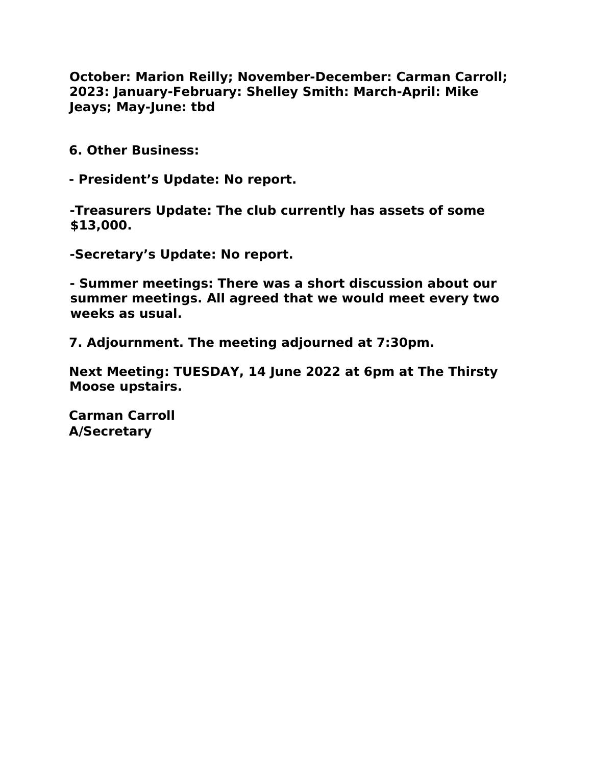**October: Marion Reilly; November-December: Carman Carroll; 2023: January-February: Shelley Smith: March-April: Mike Jeays; May-June: tbd**

**6. Other Business:**

**- President's Update: No report.**

**-Treasurers Update: The club currently has assets of some $13,000.**

**-Secretary's Update: No report.**

**- Summer meetings: There was a short discussion about our summer meetings. All agreed that we would meet every two weeks as usual.**

**7. Adjournment. The meeting adjourned at 7:30pm.**

**Next Meeting: TUESDAY, 14 June 2022 at 6pm at The Thirsty Moose upstairs.**

**Carman Carroll**
**A/Secretary**